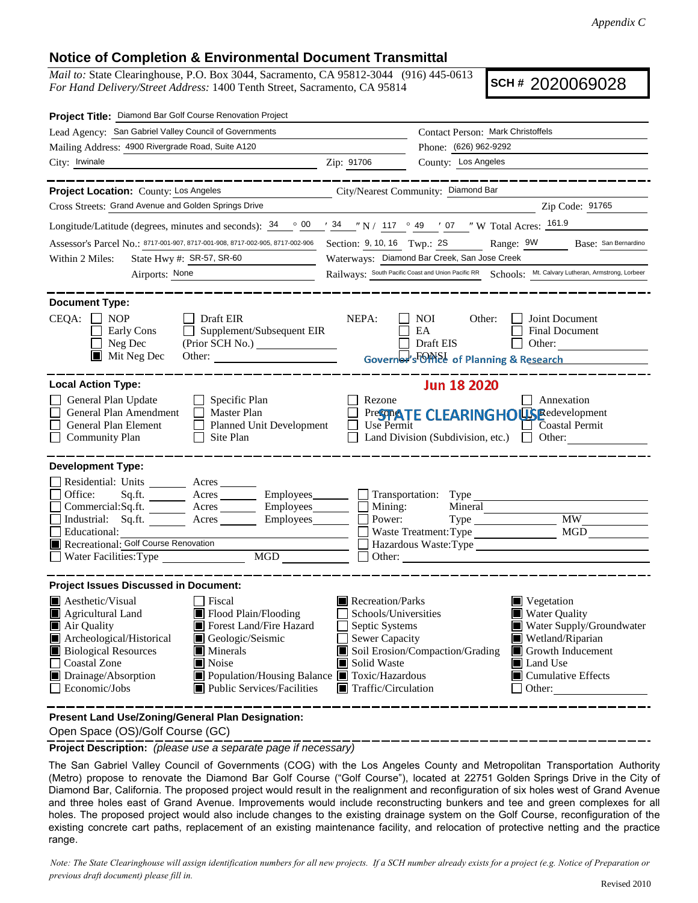*Appendix C*

## Notice of Completion & Environmental Document Transmittal

*Mail to:* State Clearinghouse, P.O. Box 3044, Sacramento, CA 95812-3044 (916) 445-0613
*For Hand Delivery/Street Address:* 1400 Tenth Street, Sacramento, CA 95814

**SCH #** 2020069028

**Project Title:** Diamond Bar Golf Course Renovation Project

Lead Agency: San Gabriel Valley Council of Governments
Contact Person: Mark Christoffels
Mailing Address: 4900 Rivergrade Road, Suite A120
Phone: (626) 962-9292
City: Irwinale  Zip: 91706
County: Los Angeles

---

**Project Location:** County: Los Angeles  City/Nearest Community: Diamond Bar
Cross Streets: Grand Avenue and Golden Springs Drive  Zip Code: 91765
Longitude/Latitude (degrees, minutes and seconds): 34 ° 00 ′ 34 ″ N / 117 ° 49 ′ 07 ″ W Total Acres: 161.9
Assessor's Parcel No.: 8717-001-907, 8717-001-908, 8717-002-905, 8717-002-906  Section: 9, 10, 16  Twp.: 2S  Range: 9W  Base: San Bernardino
Within 2 Miles: State Hwy #: SR-57, SR-60  Waterways: Diamond Bar Creek, San Jose Creek
Airports: None  Railways: South Pacific Coast and Union Pacific RR  Schools: Mt. Calvary Lutheran, Armstrong, Lorbeer

---

**Document Type:**

CEQA: ☐ NOP ☐ Early Cons ☐ Neg Dec ☒ Mit Neg Dec ☐ Draft EIR ☐ Supplement/Subsequent EIR (Prior SCH No.) ______ Other: ______

NEPA: ☐ NOI ☐ EA ☐ Draft EIS ☐ FONSI

Other: ☐ Joint Document ☐ Final Document ☐ Other: ______

Governor's Office of Planning & Research
Jun 18 2020
STATE CLEARINGHOUSE

---

**Local Action Type:**

☐ General Plan Update ☐ General Plan Amendment ☐ General Plan Element ☐ Community Plan ☐ Specific Plan ☐ Master Plan ☐ Planned Unit Development ☐ Site Plan ☐ Rezone ☐ Prezone ☐ Use Permit ☐ Land Division (Subdivision, etc.) ☐ Annexation ☐ Redevelopment ☐ Coastal Permit ☐ Other: ______

---

**Development Type:**

☐ Residential: Units ______ Acres ______
☐ Office: Sq.ft. ______ Acres ______ Employees ______
☐ Commercial: Sq.ft. ______ Acres ______ Employees ______
☐ Industrial: Sq.ft. ______ Acres ______ Employees ______
☐ Educational: ______
☒ Recreational: Golf Course Renovation
☐ Water Facilities: Type ______ MGD ______
☐ Transportation: Type ______
☐ Mining: Mineral ______
☐ Power: Type ______ MW ______
☐ Waste Treatment: Type ______ MGD ______
☐ Hazardous Waste: Type ______
☐ Other: ______

---

**Project Issues Discussed in Document:**

☒ Aesthetic/Visual ☒ Agricultural Land ☒ Air Quality ☒ Archeological/Historical ☒ Biological Resources ☐ Coastal Zone ☒ Drainage/Absorption ☐ Economic/Jobs
☐ Fiscal ☒ Flood Plain/Flooding ☒ Forest Land/Fire Hazard ☒ Geologic/Seismic ☒ Minerals ☒ Noise ☒ Population/Housing Balance ☒ Public Services/Facilities
☒ Recreation/Parks ☐ Schools/Universities ☐ Septic Systems ☐ Sewer Capacity ☒ Soil Erosion/Compaction/Grading ☒ Solid Waste ☒ Toxic/Hazardous ☒ Traffic/Circulation
☒ Vegetation ☒ Water Quality ☒ Water Supply/Groundwater ☒ Wetland/Riparian ☒ Growth Inducement ☒ Land Use ☒ Cumulative Effects ☐ Other: ______

---

**Present Land Use/Zoning/General Plan Designation:**

Open Space (OS)/Golf Course (GC)

**Project Description:** *(please use a separate page if necessary)*

The San Gabriel Valley Council of Governments (COG) with the Los Angeles County and Metropolitan Transportation Authority (Metro) propose to renovate the Diamond Bar Golf Course ("Golf Course"), located at 22751 Golden Springs Drive in the City of Diamond Bar, California. The proposed project would result in the realignment and reconfiguration of six holes west of Grand Avenue and three holes east of Grand Avenue. Improvements would include reconstructing bunkers and tee and green complexes for all holes. The proposed project would also include changes to the existing drainage system on the Golf Course, reconfiguration of the existing concrete cart paths, replacement of an existing maintenance facility, and relocation of protective netting and the practice range.

*Note: The State Clearinghouse will assign identification numbers for all new projects. If a SCH number already exists for a project (e.g. Notice of Preparation or previous draft document) please fill in.*

Revised 2010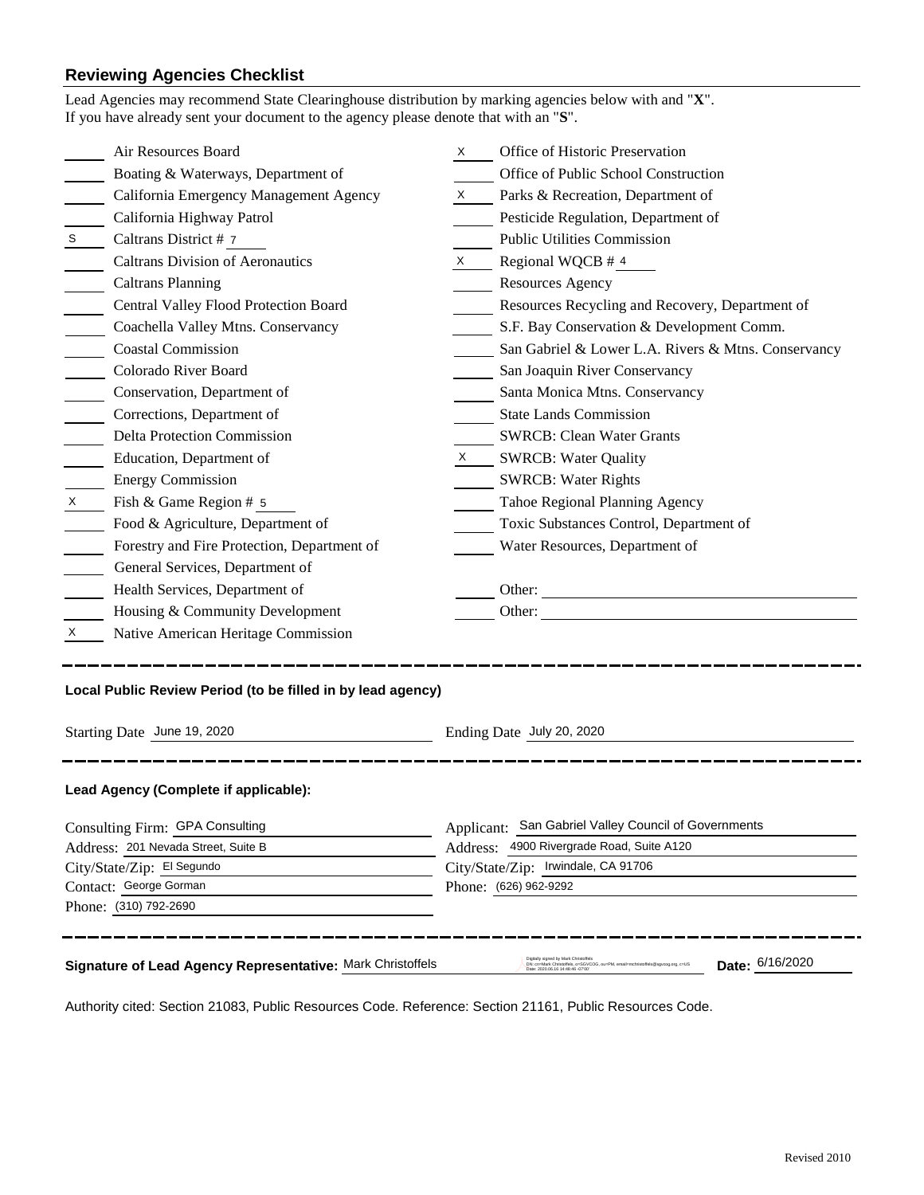## Reviewing Agencies Checklist

Lead Agencies may recommend State Clearinghouse distribution by marking agencies below with and "**X**".
If you have already sent your document to the agency please denote that with an "**S**".

| | | | |
|---|---|---|---|
| | Air Resources Board | X | Office of Historic Preservation |
| | Boating & Waterways, Department of | | Office of Public School Construction |
| | California Emergency Management Agency | X | Parks & Recreation, Department of |
| | California Highway Patrol | | Pesticide Regulation, Department of |
| S | Caltrans District # 7 | | Public Utilities Commission |
| | Caltrans Division of Aeronautics | X | Regional WQCB # 4 |
| | Caltrans Planning | | Resources Agency |
| | Central Valley Flood Protection Board | | Resources Recycling and Recovery, Department of |
| | Coachella Valley Mtns. Conservancy | | S.F. Bay Conservation & Development Comm. |
| | Coastal Commission | | San Gabriel & Lower L.A. Rivers & Mtns. Conservancy |
| | Colorado River Board | | San Joaquin River Conservancy |
| | Conservation, Department of | | Santa Monica Mtns. Conservancy |
| | Corrections, Department of | | State Lands Commission |
| | Delta Protection Commission | | SWRCB: Clean Water Grants |
| | Education, Department of | X | SWRCB: Water Quality |
| | Energy Commission | | SWRCB: Water Rights |
| X | Fish & Game Region # 5 | | Tahoe Regional Planning Agency |
| | Food & Agriculture, Department of | | Toxic Substances Control, Department of |
| | Forestry and Fire Protection, Department of | | Water Resources, Department of |
| | General Services, Department of | | |
| | Health Services, Department of | | Other: |
| | Housing & Community Development | | Other: |
| X | Native American Heritage Commission | | |

### Local Public Review Period (to be filled in by lead agency)

Starting Date June 19, 2020

Ending Date July 20, 2020

### Lead Agency (Complete if applicable):

Consulting Firm: GPA Consulting
Address: 201 Nevada Street, Suite B
City/State/Zip: El Segundo
Contact: George Gorman
Phone: (310) 792-2690

Applicant: San Gabriel Valley Council of Governments
Address: 4900 Rivergrade Road, Suite A120
City/State/Zip: Irwindale, CA 91706
Phone: (626) 962-9292

**Signature of Lead Agency Representative:** Mark Christoffels

Digitally signed by Mark Christoffels
DN: cn=Mark Christoffels, o=SGVCOG, ou=PM, email=mchristoffels@sgvcog.org, c=US
Date: 2020.06.16 14:48:46 -07'00'

**Date:** 6/16/2020

Authority cited: Section 21083, Public Resources Code. Reference: Section 21161, Public Resources Code.

Revised 2010